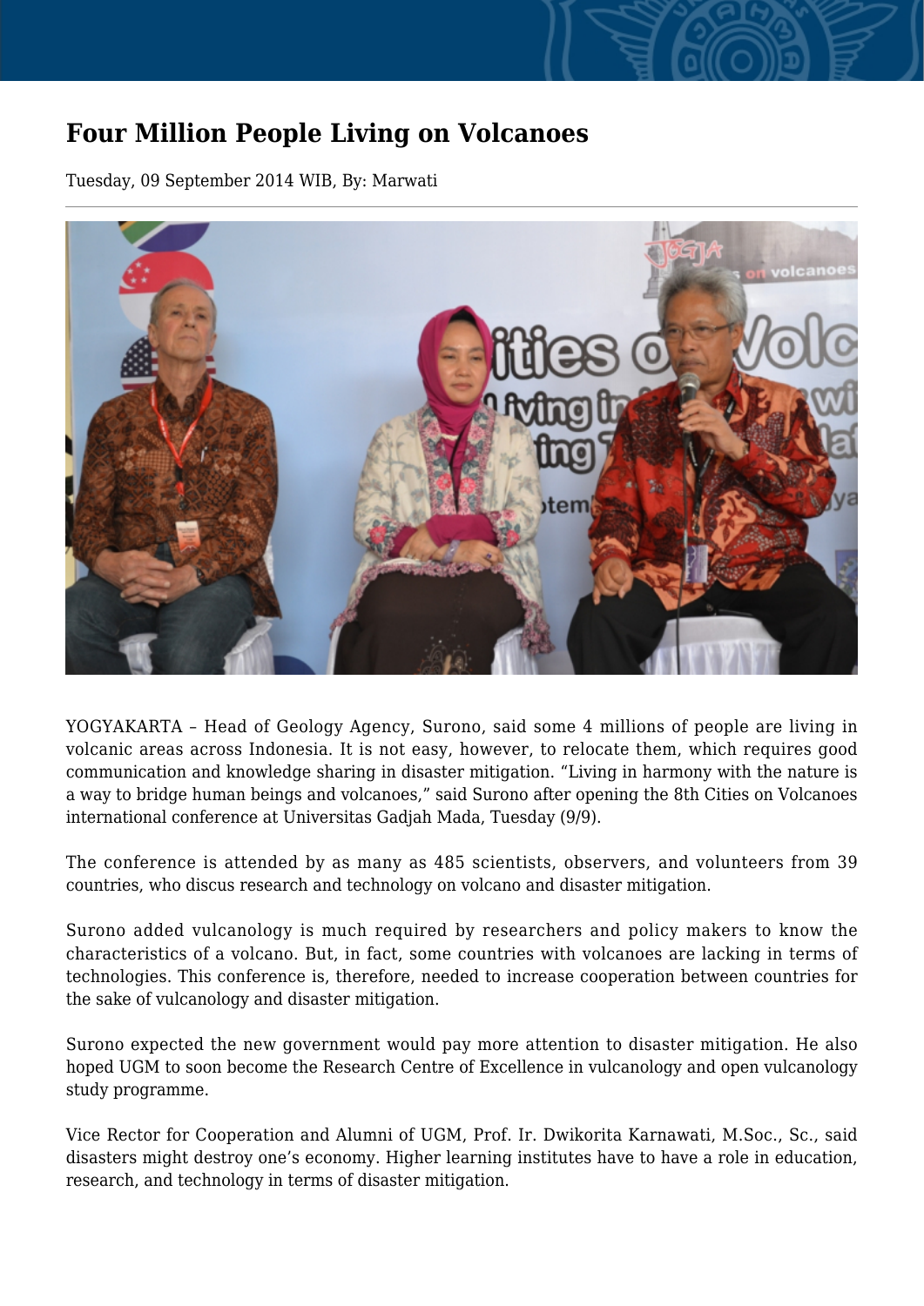# Four Million People Living on Volcanoes

Tuesday, 09 September 2014 WIB, By: Marwati

YOGYAKARTA – Head of Geology Agency, Surono, said some 4 millions of people are living in volcanic areas across Indonesia. It is not easy, however, to relocate them, which requires good communication and knowledge sharing in disaster mitigation. "Living in harmony with the nature is a way to bridge human beings and volcanoes," said Surono after opening the 8th Cities on Volcanoes international conference at Universitas Gadjah Mada, Tuesday (9/9).

The conference is attended by as many as 485 scientists, observers, and volunteers from 39 countries, who discus research and technology on volcano and disaster mitigation.

Surono added vulcanology is much required by researchers and policy makers to know the characteristics of a volcano. But, in fact, some countries with volcanoes are lacking in terms of technologies. This conference is, therefore, needed to increase cooperation between countries for the sake of vulcanology and disaster mitigation.

Surono expected the new government would pay more attention to disaster mitigation. He also hoped UGM to soon become the Research Centre of Excellence in vulcanology and open vulcanology study programme.

Vice Rector for Cooperation and Alumni of UGM, Prof. Ir. Dwikorita Karnawati, M.Soc., Sc., said disasters might destroy one's economy. Higher learning institutes have to have a role in education, research, and technology in terms of disaster mitigation.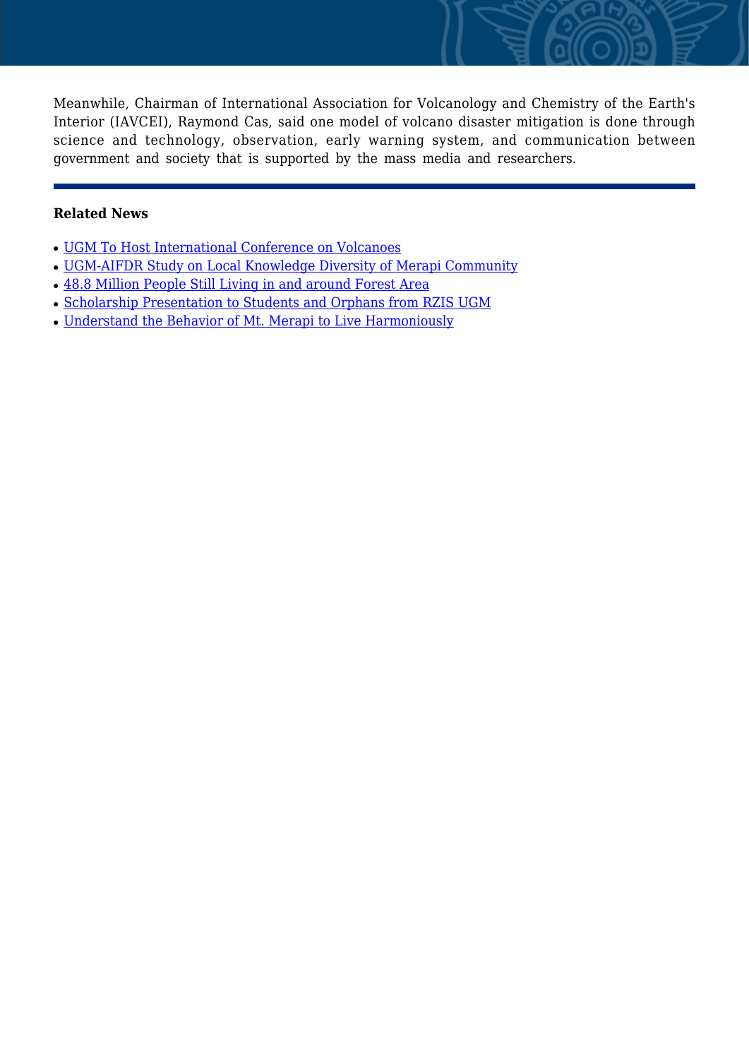Meanwhile, Chairman of International Association for Volcanology and Chemistry of the Earth's Interior (IAVCEI), Raymond Cas, said one model of volcano disaster mitigation is done through science and technology, observation, early warning system, and communication between government and society that is supported by the mass media and researchers.

---

**Related News**

- UGM To Host International Conference on Volcanoes
- UGM-AIFDR Study on Local Knowledge Diversity of Merapi Community
- 48.8 Million People Still Living in and around Forest Area
- Scholarship Presentation to Students and Orphans from RZIS UGM
- Understand the Behavior of Mt. Merapi to Live Harmoniously